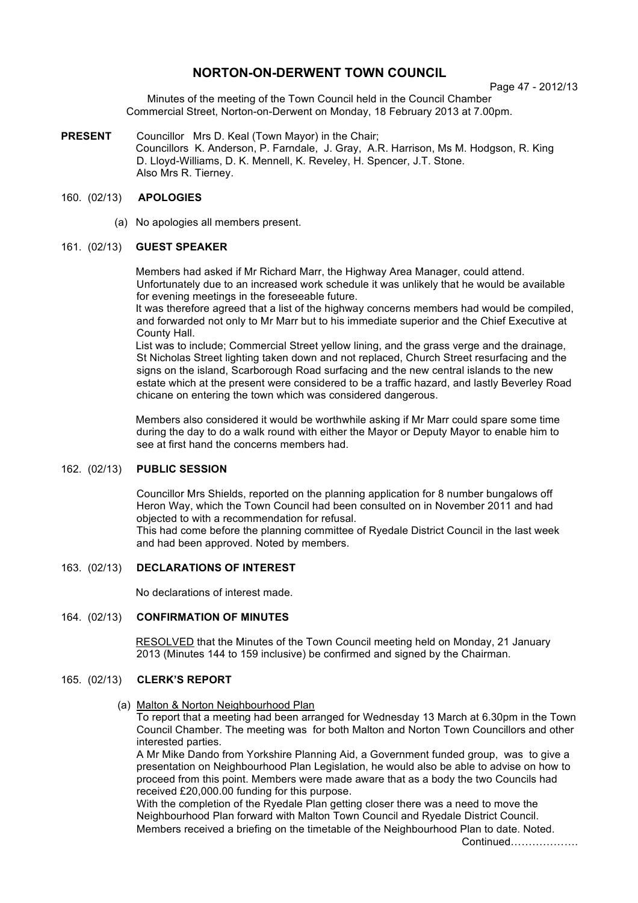# NORTON-ON-DERWENT TOWN COUNCIL

Minutes of the meeting of the Town Council held in the Council Chamber Commercial Street, Norton-on-Derwent on Monday, 18 February 2013 at 7.00pm.

**PRESENT** Councillor Mrs D. Keal (Town Mayor) in the Chair;
Councillors K. Anderson, P. Farndale, J. Gray, A.R. Harrison, Ms M. Hodgson, R. King D. Lloyd-Williams, D. K. Mennell, K. Reveley, H. Spencer, J.T. Stone.
Also Mrs R. Tierney.

## 160. (02/13) APOLOGIES

(a) No apologies all members present.

## 161. (02/13) GUEST SPEAKER

Members had asked if Mr Richard Marr, the Highway Area Manager, could attend. Unfortunately due to an increased work schedule it was unlikely that he would be available for evening meetings in the foreseeable future.

It was therefore agreed that a list of the highway concerns members had would be compiled, and forwarded not only to Mr Marr but to his immediate superior and the Chief Executive at County Hall.

List was to include; Commercial Street yellow lining, and the grass verge and the drainage, St Nicholas Street lighting taken down and not replaced, Church Street resurfacing and the signs on the island, Scarborough Road surfacing and the new central islands to the new estate which at the present were considered to be a traffic hazard, and lastly Beverley Road chicane on entering the town which was considered dangerous.

Members also considered it would be worthwhile asking if Mr Marr could spare some time during the day to do a walk round with either the Mayor or Deputy Mayor to enable him to see at first hand the concerns members had.

## 162. (02/13) PUBLIC SESSION

Councillor Mrs Shields, reported on the planning application for 8 number bungalows off Heron Way, which the Town Council had been consulted on in November 2011 and had objected to with a recommendation for refusal.

This had come before the planning committee of Ryedale District Council in the last week and had been approved. Noted by members.

## 163. (02/13) DECLARATIONS OF INTEREST

No declarations of interest made.

## 164. (02/13) CONFIRMATION OF MINUTES

RESOLVED that the Minutes of the Town Council meeting held on Monday, 21 January 2013 (Minutes 144 to 159 inclusive) be confirmed and signed by the Chairman.

## 165. (02/13) CLERK'S REPORT

(a) Malton & Norton Neighbourhood Plan

To report that a meeting had been arranged for Wednesday 13 March at 6.30pm in the Town Council Chamber. The meeting was for both Malton and Norton Town Councillors and other interested parties.

A Mr Mike Dando from Yorkshire Planning Aid, a Government funded group, was to give a presentation on Neighbourhood Plan Legislation, he would also be able to advise on how to proceed from this point. Members were made aware that as a body the two Councils had received £20,000.00 funding for this purpose.

With the completion of the Ryedale Plan getting closer there was a need to move the Neighbourhood Plan forward with Malton Town Council and Ryedale District Council. Members received a briefing on the timetable of the Neighbourhood Plan to date. Noted.

Continued……………….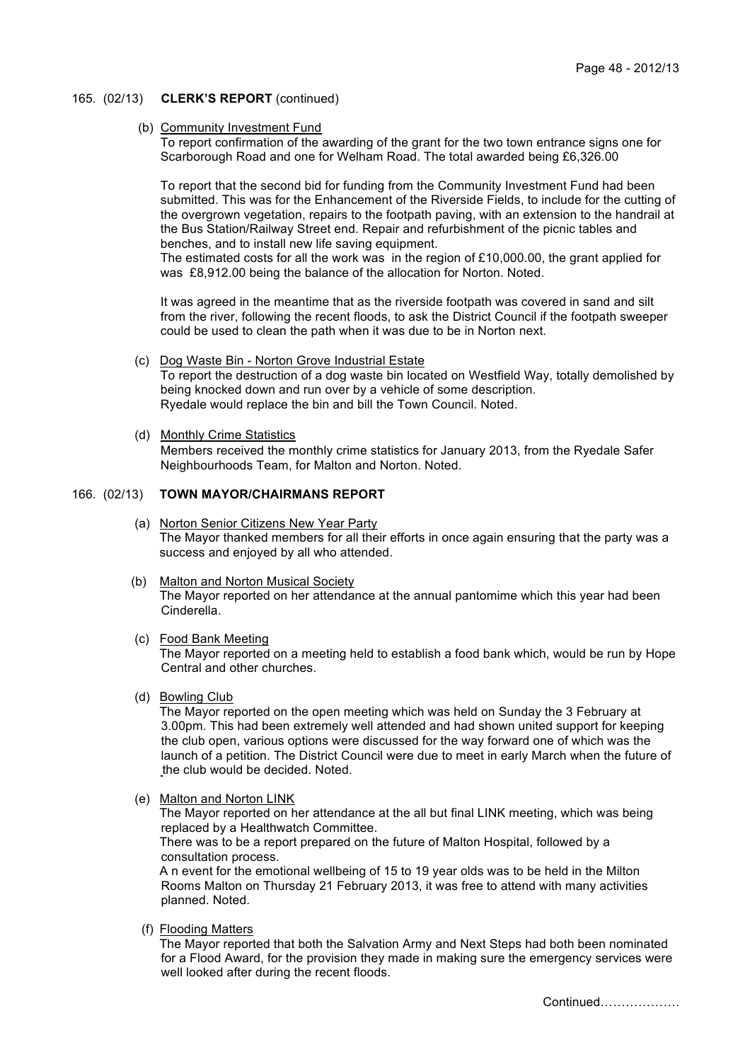### 165. (02/13) **CLERK'S REPORT** (continued)

(b) Community Investment Fund

To report confirmation of the awarding of the grant for the two town entrance signs one for Scarborough Road and one for Welham Road. The total awarded being £6,326.00

To report that the second bid for funding from the Community Investment Fund had been submitted. This was for the Enhancement of the Riverside Fields, to include for the cutting of the overgrown vegetation, repairs to the footpath paving, with an extension to the handrail at the Bus Station/Railway Street end. Repair and refurbishment of the picnic tables and benches, and to install new life saving equipment.

The estimated costs for all the work was in the region of £10,000.00, the grant applied for was £8,912.00 being the balance of the allocation for Norton. Noted.

It was agreed in the meantime that as the riverside footpath was covered in sand and silt from the river, following the recent floods, to ask the District Council if the footpath sweeper could be used to clean the path when it was due to be in Norton next.

(c) Dog Waste Bin - Norton Grove Industrial Estate

To report the destruction of a dog waste bin located on Westfield Way, totally demolished by being knocked down and run over by a vehicle of some description.

Ryedale would replace the bin and bill the Town Council. Noted.

(d) Monthly Crime Statistics

Members received the monthly crime statistics for January 2013, from the Ryedale Safer Neighbourhoods Team, for Malton and Norton. Noted.

### 166. (02/13) **TOWN MAYOR/CHAIRMANS REPORT**

(a) Norton Senior Citizens New Year Party

The Mayor thanked members for all their efforts in once again ensuring that the party was a success and enjoyed by all who attended.

(b) Malton and Norton Musical Society

The Mayor reported on her attendance at the annual pantomime which this year had been Cinderella.

(c) Food Bank Meeting

The Mayor reported on a meeting held to establish a food bank which, would be run by Hope Central and other churches.

(d) Bowling Club

The Mayor reported on the open meeting which was held on Sunday the 3 February at 3.00pm. This had been extremely well attended and had shown united support for keeping the club open, various options were discussed for the way forward one of which was the launch of a petition. The District Council were due to meet in early March when the future of the club would be decided. Noted.

(e) Malton and Norton LINK

The Mayor reported on her attendance at the all but final LINK meeting, which was being replaced by a Healthwatch Committee.

There was to be a report prepared on the future of Malton Hospital, followed by a consultation process.

A n event for the emotional wellbeing of 15 to 19 year olds was to be held in the Milton Rooms Malton on Thursday 21 February 2013, it was free to attend with many activities planned. Noted.

(f) Flooding Matters

The Mayor reported that both the Salvation Army and Next Steps had both been nominated for a Flood Award, for the provision they made in making sure the emergency services were well looked after during the recent floods.

Continued……………….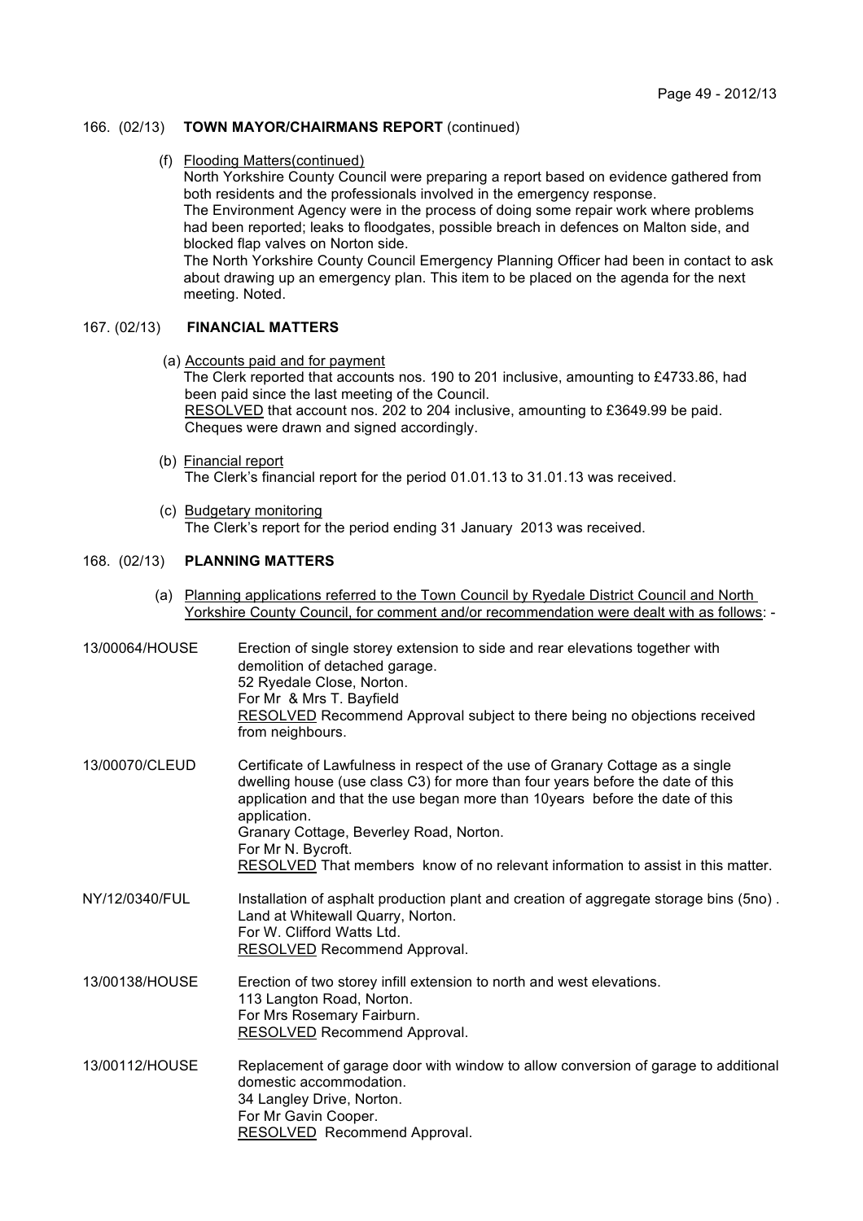## 166. (02/13) **TOWN MAYOR/CHAIRMANS REPORT** (continued)

(f) Flooding Matters(continued)

North Yorkshire County Council were preparing a report based on evidence gathered from both residents and the professionals involved in the emergency response.
The Environment Agency were in the process of doing some repair work where problems had been reported; leaks to floodgates, possible breach in defences on Malton side, and blocked flap valves on Norton side.
The North Yorkshire County Council Emergency Planning Officer had been in contact to ask about drawing up an emergency plan. This item to be placed on the agenda for the next meeting. Noted.

## 167. (02/13) **FINANCIAL MATTERS**

(a) Accounts paid and for payment

The Clerk reported that accounts nos. 190 to 201 inclusive, amounting to £4733.86, had been paid since the last meeting of the Council.
RESOLVED that account nos. 202 to 204 inclusive, amounting to £3649.99 be paid.
Cheques were drawn and signed accordingly.

(b) Financial report

The Clerk's financial report for the period 01.01.13 to 31.01.13 was received.

(c) Budgetary monitoring

The Clerk's report for the period ending 31 January 2013 was received.

## 168. (02/13) **PLANNING MATTERS**

(a) Planning applications referred to the Town Council by Ryedale District Council and North Yorkshire County Council, for comment and/or recommendation were dealt with as follows: -

13/00064/HOUSE
Erection of single storey extension to side and rear elevations together with demolition of detached garage.
52 Ryedale Close, Norton.
For Mr & Mrs T. Bayfield
RESOLVED Recommend Approval subject to there being no objections received from neighbours.

13/00070/CLEUD
Certificate of Lawfulness in respect of the use of Granary Cottage as a single dwelling house (use class C3) for more than four years before the date of this application and that the use began more than 10years before the date of this application.
Granary Cottage, Beverley Road, Norton.
For Mr N. Bycroft.
RESOLVED That members know of no relevant information to assist in this matter.

NY/12/0340/FUL
Installation of asphalt production plant and creation of aggregate storage bins (5no) .
Land at Whitewall Quarry, Norton.
For W. Clifford Watts Ltd.
RESOLVED Recommend Approval.

13/00138/HOUSE
Erection of two storey infill extension to north and west elevations.
113 Langton Road, Norton.
For Mrs Rosemary Fairburn.
RESOLVED Recommend Approval.

13/00112/HOUSE
Replacement of garage door with window to allow conversion of garage to additional domestic accommodation.
34 Langley Drive, Norton.
For Mr Gavin Cooper.
RESOLVED Recommend Approval.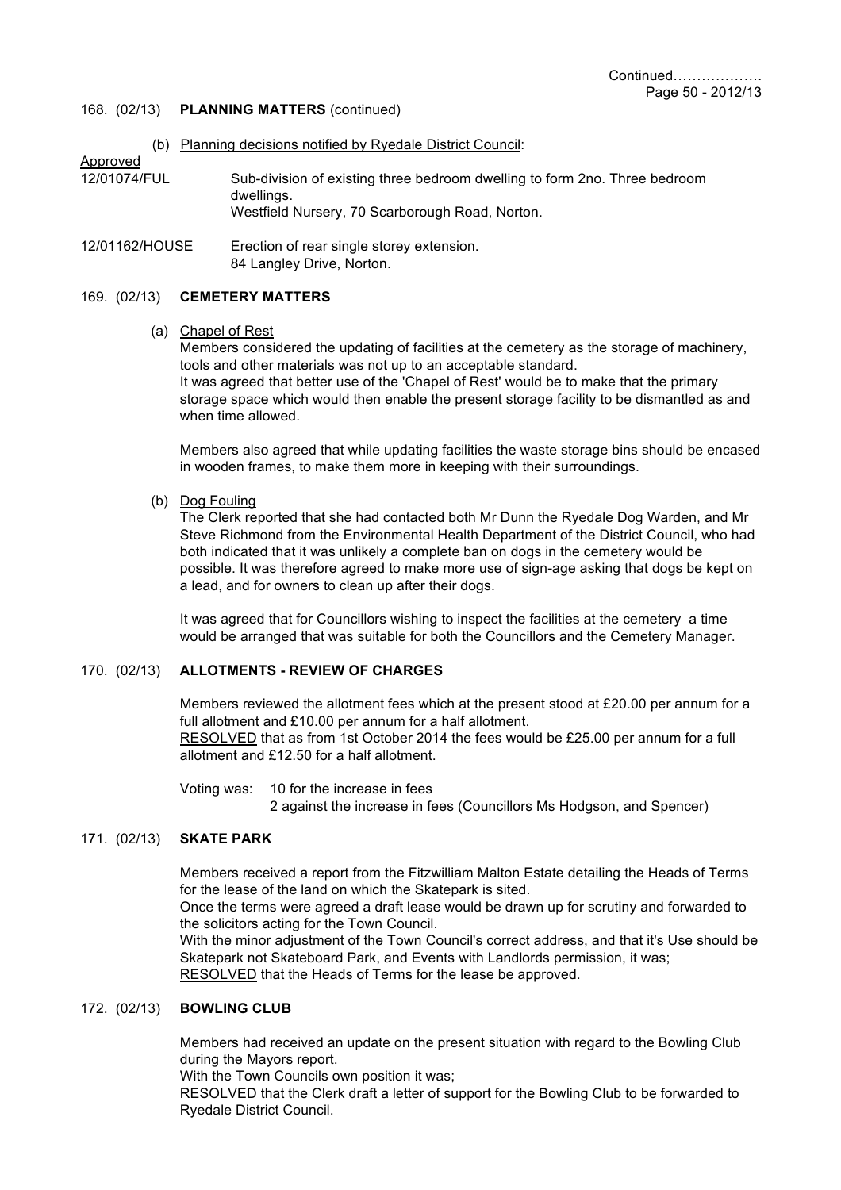Continued……………….

## 168. (02/13) PLANNING MATTERS (continued)

(b) <u>Planning decisions notified by Ryedale District Council</u>:

<u>Approved</u>

12/01074/FUL — Sub-division of existing three bedroom dwelling to form 2no. Three bedroom dwellings.
Westfield Nursery, 70 Scarborough Road, Norton.

12/01162/HOUSE — Erection of rear single storey extension.
84 Langley Drive, Norton.

## 169. (02/13) CEMETERY MATTERS

(a) <u>Chapel of Rest</u>

Members considered the updating of facilities at the cemetery as the storage of machinery, tools and other materials was not up to an acceptable standard.
It was agreed that better use of the 'Chapel of Rest' would be to make that the primary storage space which would then enable the present storage facility to be dismantled as and when time allowed.

Members also agreed that while updating facilities the waste storage bins should be encased in wooden frames, to make them more in keeping with their surroundings.

(b) <u>Dog Fouling</u>

The Clerk reported that she had contacted both Mr Dunn the Ryedale Dog Warden, and Mr Steve Richmond from the Environmental Health Department of the District Council, who had both indicated that it was unlikely a complete ban on dogs in the cemetery would be possible. It was therefore agreed to make more use of sign-age asking that dogs be kept on a lead, and for owners to clean up after their dogs.

It was agreed that for Councillors wishing to inspect the facilities at the cemetery a time would be arranged that was suitable for both the Councillors and the Cemetery Manager.

## 170. (02/13) ALLOTMENTS - REVIEW OF CHARGES

Members reviewed the allotment fees which at the present stood at £20.00 per annum for a full allotment and £10.00 per annum for a half allotment.
<u>RESOLVED</u> that as from 1st October 2014 the fees would be £25.00 per annum for a full allotment and £12.50 for a half allotment.

Voting was: 10 for the increase in fees
2 against the increase in fees (Councillors Ms Hodgson, and Spencer)

## 171. (02/13) SKATE PARK

Members received a report from the Fitzwilliam Malton Estate detailing the Heads of Terms for the lease of the land on which the Skatepark is sited.
Once the terms were agreed a draft lease would be drawn up for scrutiny and forwarded to the solicitors acting for the Town Council.
With the minor adjustment of the Town Council's correct address, and that it's Use should be Skatepark not Skateboard Park, and Events with Landlords permission, it was;
<u>RESOLVED</u> that the Heads of Terms for the lease be approved.

## 172. (02/13) BOWLING CLUB

Members had received an update on the present situation with regard to the Bowling Club during the Mayors report.
With the Town Councils own position it was;
<u>RESOLVED</u> that the Clerk draft a letter of support for the Bowling Club to be forwarded to Ryedale District Council.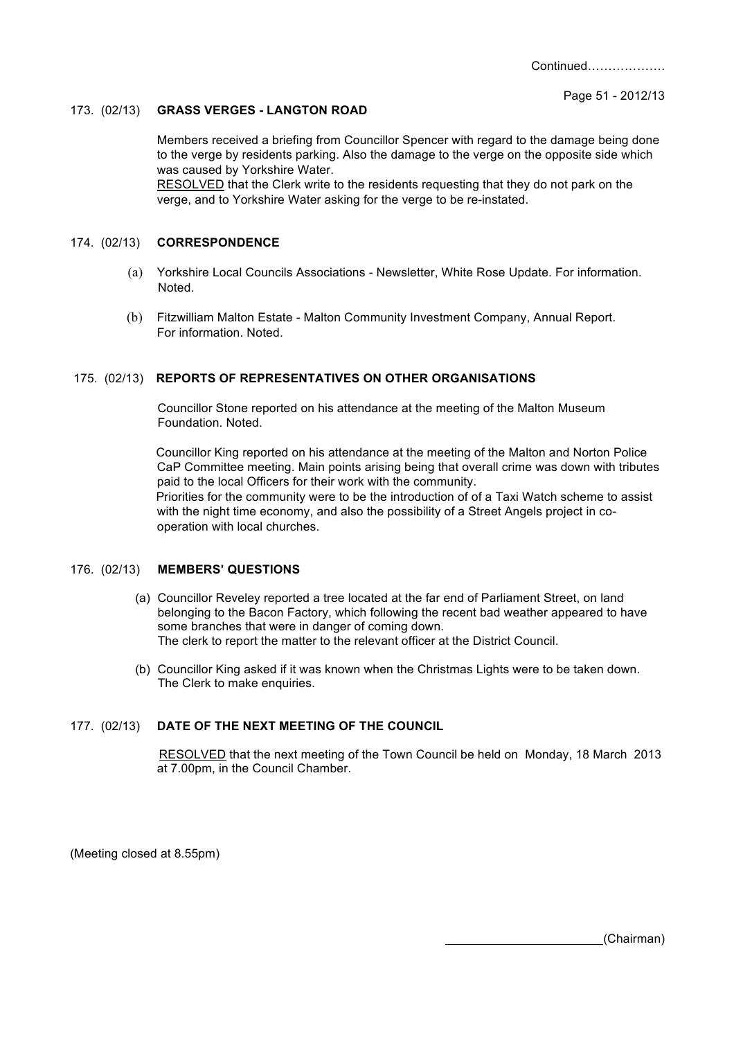Continued……………….

Page 51 - 2012/13

**173. (02/13) GRASS VERGES - LANGTON ROAD**

Members received a briefing from Councillor Spencer with regard to the damage being done to the verge by residents parking. Also the damage to the verge on the opposite side which was caused by Yorkshire Water.

RESOLVED that the Clerk write to the residents requesting that they do not park on the verge, and to Yorkshire Water asking for the verge to be re-instated.

**174. (02/13) CORRESPONDENCE**

(a) Yorkshire Local Councils Associations - Newsletter, White Rose Update. For information. Noted.

(b) Fitzwilliam Malton Estate - Malton Community Investment Company, Annual Report. For information. Noted.

**175. (02/13) REPORTS OF REPRESENTATIVES ON OTHER ORGANISATIONS**

Councillor Stone reported on his attendance at the meeting of the Malton Museum Foundation. Noted.

Councillor King reported on his attendance at the meeting of the Malton and Norton Police CaP Committee meeting. Main points arising being that overall crime was down with tributes paid to the local Officers for their work with the community.

Priorities for the community were to be the introduction of of a Taxi Watch scheme to assist with the night time economy, and also the possibility of a Street Angels project in co-operation with local churches.

**176. (02/13) MEMBERS' QUESTIONS**

(a) Councillor Reveley reported a tree located at the far end of Parliament Street, on land belonging to the Bacon Factory, which following the recent bad weather appeared to have some branches that were in danger of coming down.
The clerk to report the matter to the relevant officer at the District Council.

(b) Councillor King asked if it was known when the Christmas Lights were to be taken down.
The Clerk to make enquiries.

**177. (02/13) DATE OF THE NEXT MEETING OF THE COUNCIL**

RESOLVED that the next meeting of the Town Council be held on Monday, 18 March 2013 at 7.00pm, in the Council Chamber.

(Meeting closed at 8.55pm)

_______________________(Chairman)